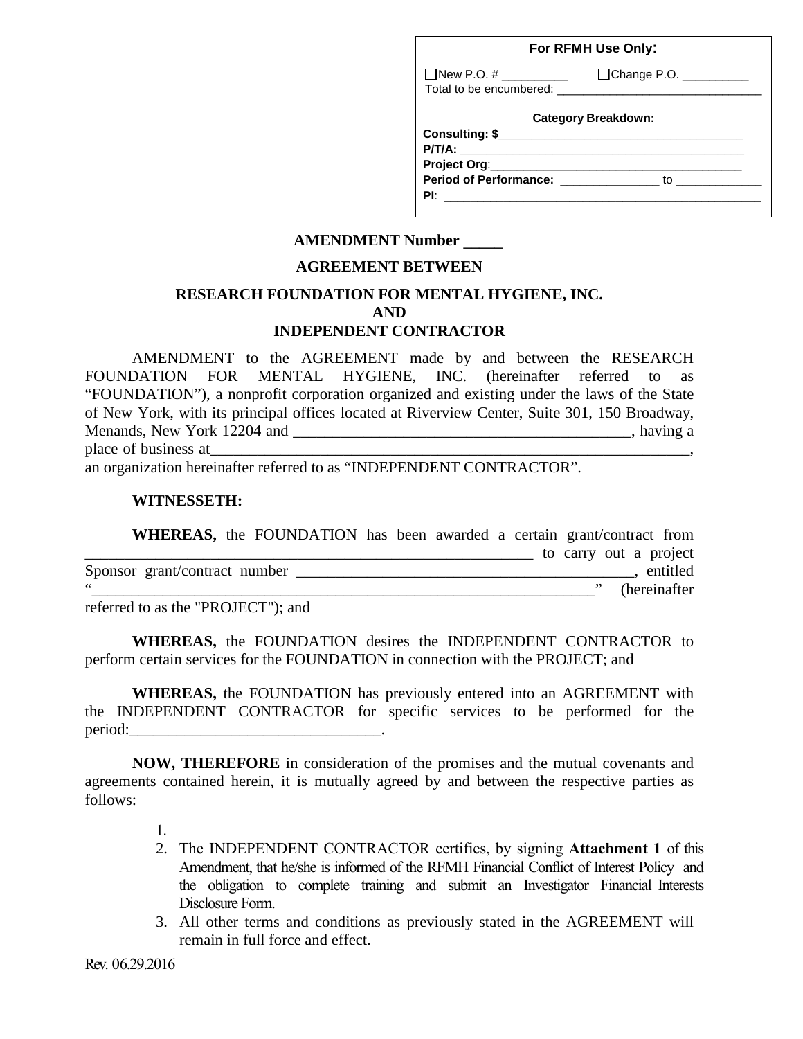**For RFMH Use Only:**

☐New P.O. # __________ ☐Change P.O. __________
Total to be encumbered: ________________________________

**Category Breakdown:**

**Consulting: $**________________________________________
**P/T/A:** ________________________________________
**Project Org**:________________________________________
**Period of Performance:** _______________ to _____________
**PI**: ________________________________________________

**AMENDMENT Number _____**

**AGREEMENT BETWEEN**

**RESEARCH FOUNDATION FOR MENTAL HYGIENE, INC.**
**AND**
**INDEPENDENT CONTRACTOR**

AMENDMENT to the AGREEMENT made by and between the RESEARCH FOUNDATION FOR MENTAL HYGIENE, INC. (hereinafter referred to as "FOUNDATION"), a nonprofit corporation organized and existing under the laws of the State of New York, with its principal offices located at Riverview Center, Suite 301, 150 Broadway, Menands, New York 12204 and ____________________________________________, having a place of business at______________________________________________________________, an organization hereinafter referred to as "INDEPENDENT CONTRACTOR".

**WITNESSETH:**

**WHEREAS,** the FOUNDATION has been awarded a certain grant/contract from ____________________________________________________________ to carry out a project Sponsor grant/contract number ____________________________________________, entitled "__________________________________________________________________" (hereinafter referred to as the "PROJECT"); and

**WHEREAS,** the FOUNDATION desires the INDEPENDENT CONTRACTOR to perform certain services for the FOUNDATION in connection with the PROJECT; and

**WHEREAS,** the FOUNDATION has previously entered into an AGREEMENT with the INDEPENDENT CONTRACTOR for specific services to be performed for the period:________________________________.

**NOW, THEREFORE** in consideration of the promises and the mutual covenants and agreements contained herein, it is mutually agreed by and between the respective parties as follows:

1. 
2. The INDEPENDENT CONTRACTOR certifies, by signing **Attachment 1** of this Amendment, that he/she is informed of the RFMH Financial Conflict of Interest Policy and the obligation to complete training and submit an Investigator Financial Interests Disclosure Form.
3. All other terms and conditions as previously stated in the AGREEMENT will remain in full force and effect.

Rev. 06.29.2016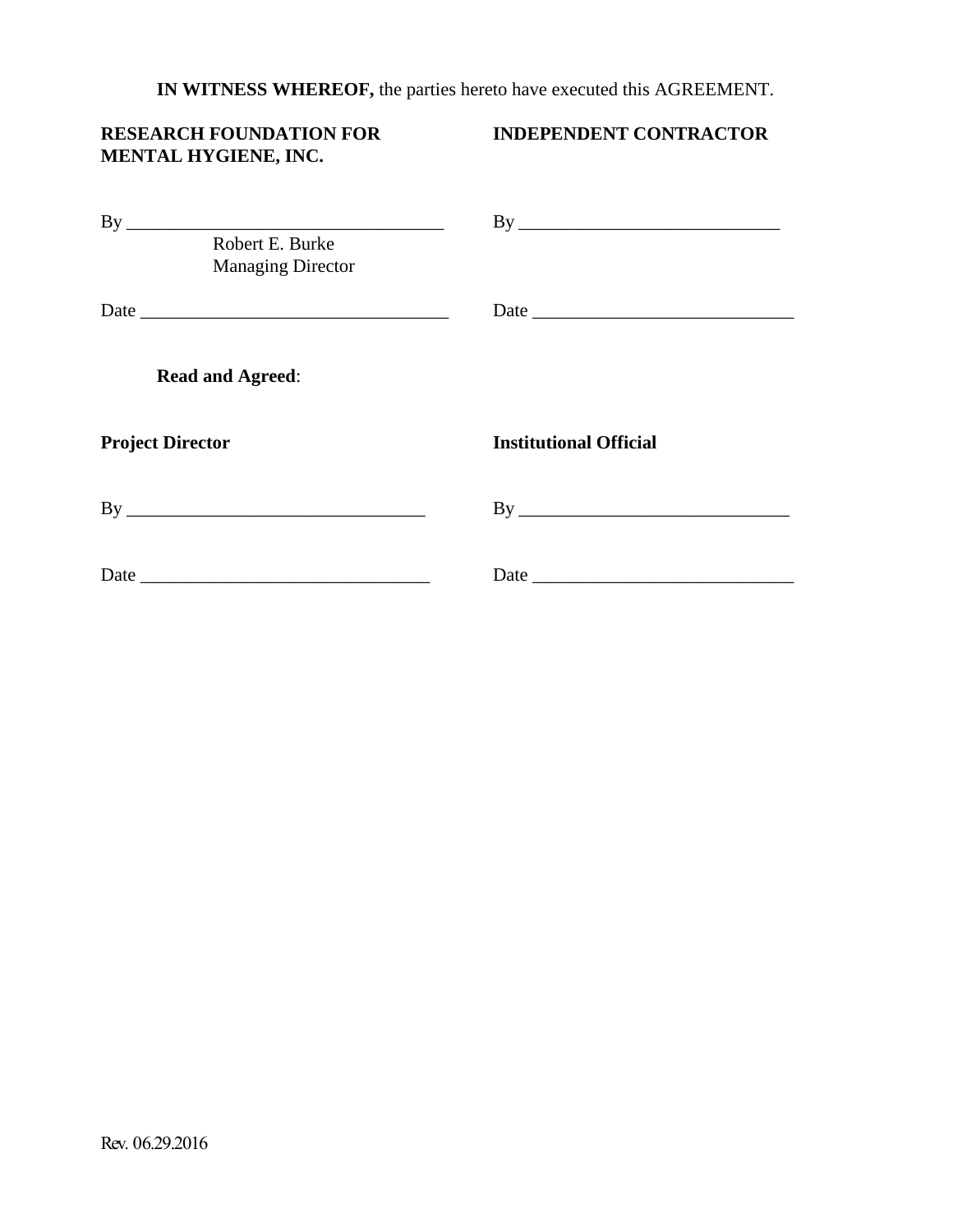**IN WITNESS WHEREOF,** the parties hereto have executed this AGREEMENT.

| **RESEARCH FOUNDATION FOR MENTAL HYGIENE, INC.** | **INDEPENDENT CONTRACTOR** |
| --- | --- |
| By ___________________________________ | By ____________________________ |
| Robert E. Burke<br>Managing Director | |
| Date _________________________________ | Date ____________________________ |

**Read and Agreed**:

| **Project Director** | **Institutional Official** |
| --- | --- |
| By ________________________________ | By _____________________________ |
| Date _______________________________ | Date ____________________________ |

Rev. 06.29.2016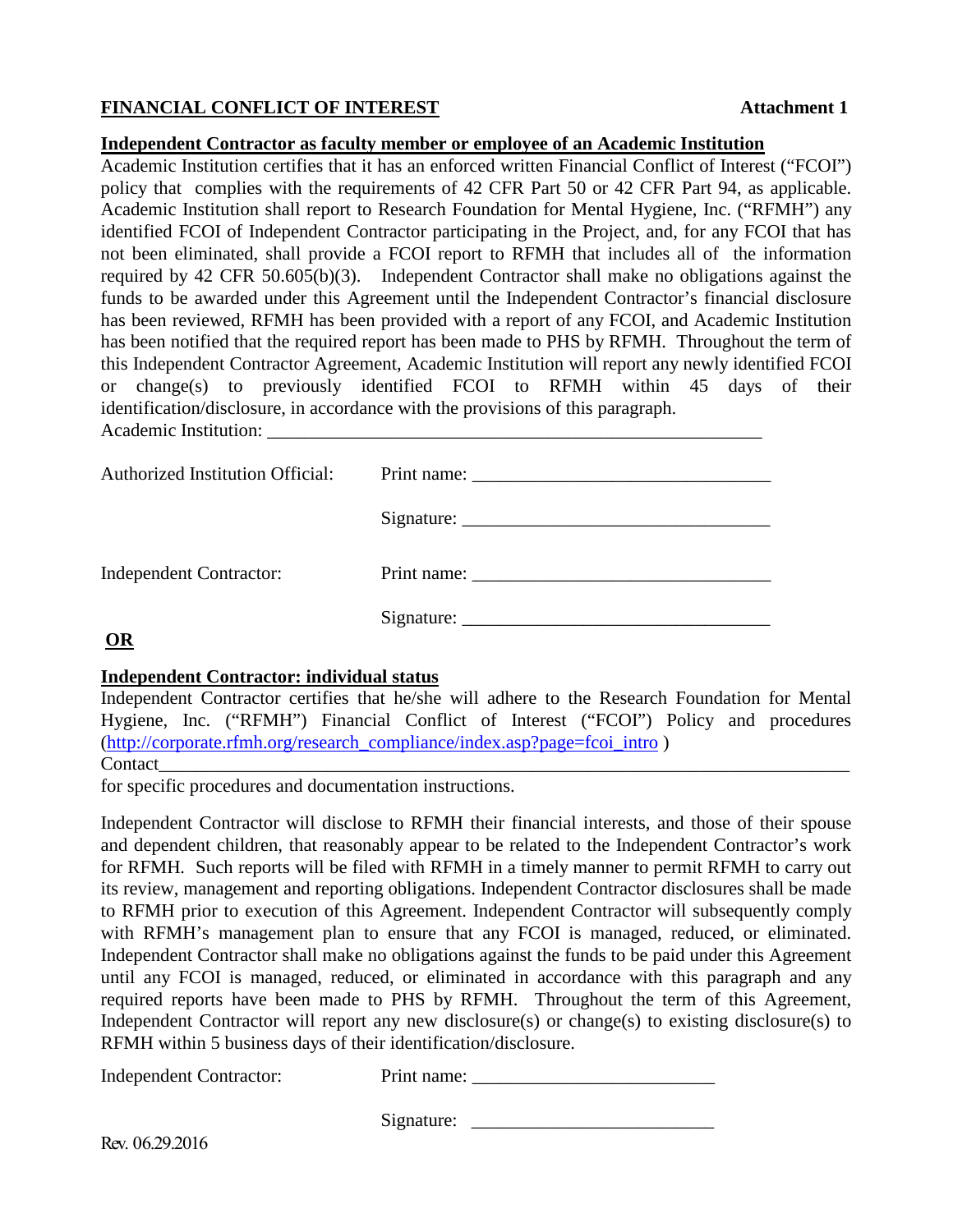**FINANCIAL CONFLICT OF INTEREST** **Attachment 1**

**Independent Contractor as faculty member or employee of an Academic Institution**

Academic Institution certifies that it has an enforced written Financial Conflict of Interest ("FCOI") policy that complies with the requirements of 42 CFR Part 50 or 42 CFR Part 94, as applicable. Academic Institution shall report to Research Foundation for Mental Hygiene, Inc. ("RFMH") any identified FCOI of Independent Contractor participating in the Project, and, for any FCOI that has not been eliminated, shall provide a FCOI report to RFMH that includes all of the information required by 42 CFR 50.605(b)(3). Independent Contractor shall make no obligations against the funds to be awarded under this Agreement until the Independent Contractor's financial disclosure has been reviewed, RFMH has been provided with a report of any FCOI, and Academic Institution has been notified that the required report has been made to PHS by RFMH. Throughout the term of this Independent Contractor Agreement, Academic Institution will report any newly identified FCOI or change(s) to previously identified FCOI to RFMH within 45 days of their identification/disclosure, in accordance with the provisions of this paragraph.

Academic Institution: _______________________________________________________

Authorized Institution Official: Print name: ________________________________

Signature: ________________________________

Independent Contractor: Print name: ________________________________

Signature: ________________________________

**OR**

**Independent Contractor: individual status**

Independent Contractor certifies that he/she will adhere to the Research Foundation for Mental Hygiene, Inc. ("RFMH") Financial Conflict of Interest ("FCOI") Policy and procedures (http://corporate.rfmh.org/research_compliance/index.asp?page=fcoi_intro )

Contact_____________________________________________________________________________

for specific procedures and documentation instructions.

Independent Contractor will disclose to RFMH their financial interests, and those of their spouse and dependent children, that reasonably appear to be related to the Independent Contractor's work for RFMH. Such reports will be filed with RFMH in a timely manner to permit RFMH to carry out its review, management and reporting obligations. Independent Contractor disclosures shall be made to RFMH prior to execution of this Agreement. Independent Contractor will subsequently comply with RFMH's management plan to ensure that any FCOI is managed, reduced, or eliminated. Independent Contractor shall make no obligations against the funds to be paid under this Agreement until any FCOI is managed, reduced, or eliminated in accordance with this paragraph and any required reports have been made to PHS by RFMH. Throughout the term of this Agreement, Independent Contractor will report any new disclosure(s) or change(s) to existing disclosure(s) to RFMH within 5 business days of their identification/disclosure.

Independent Contractor: Print name: __________________________

Signature: __________________________

Rev. 06.29.2016